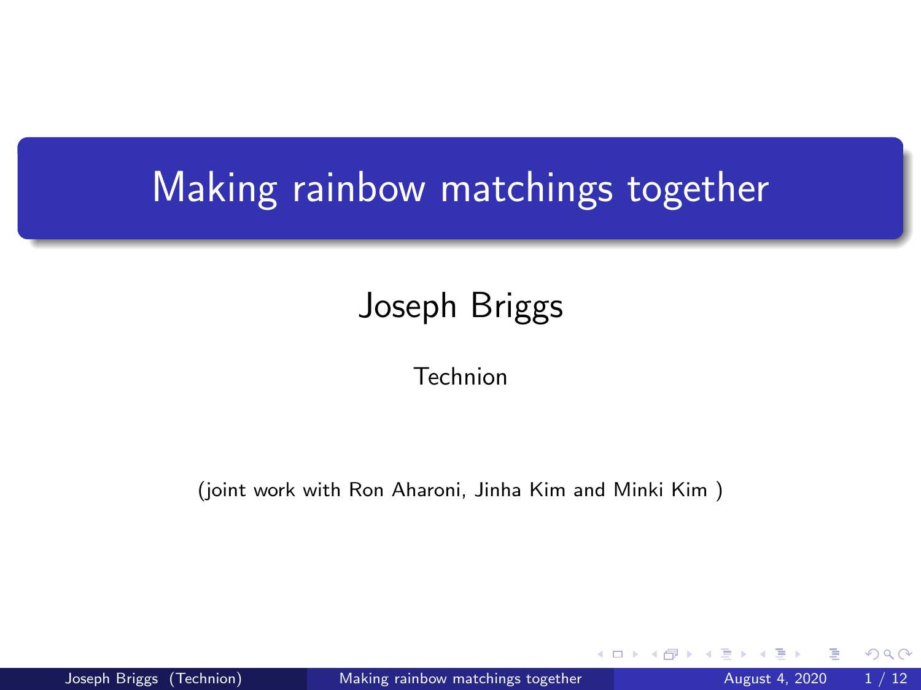# Making rainbow matchings together

Joseph Briggs

Technion

(joint work with Ron Aharoni, Jinha Kim and Minki Kim )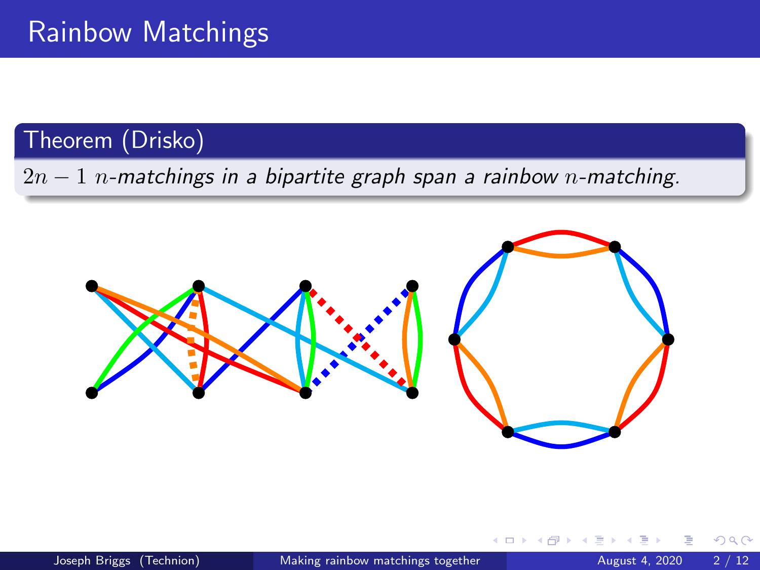# Rainbow Matchings

**Theorem (Drisko)**

$2n-1$ *$n$-matchings in a bipartite graph span a rainbow $n$-matching.*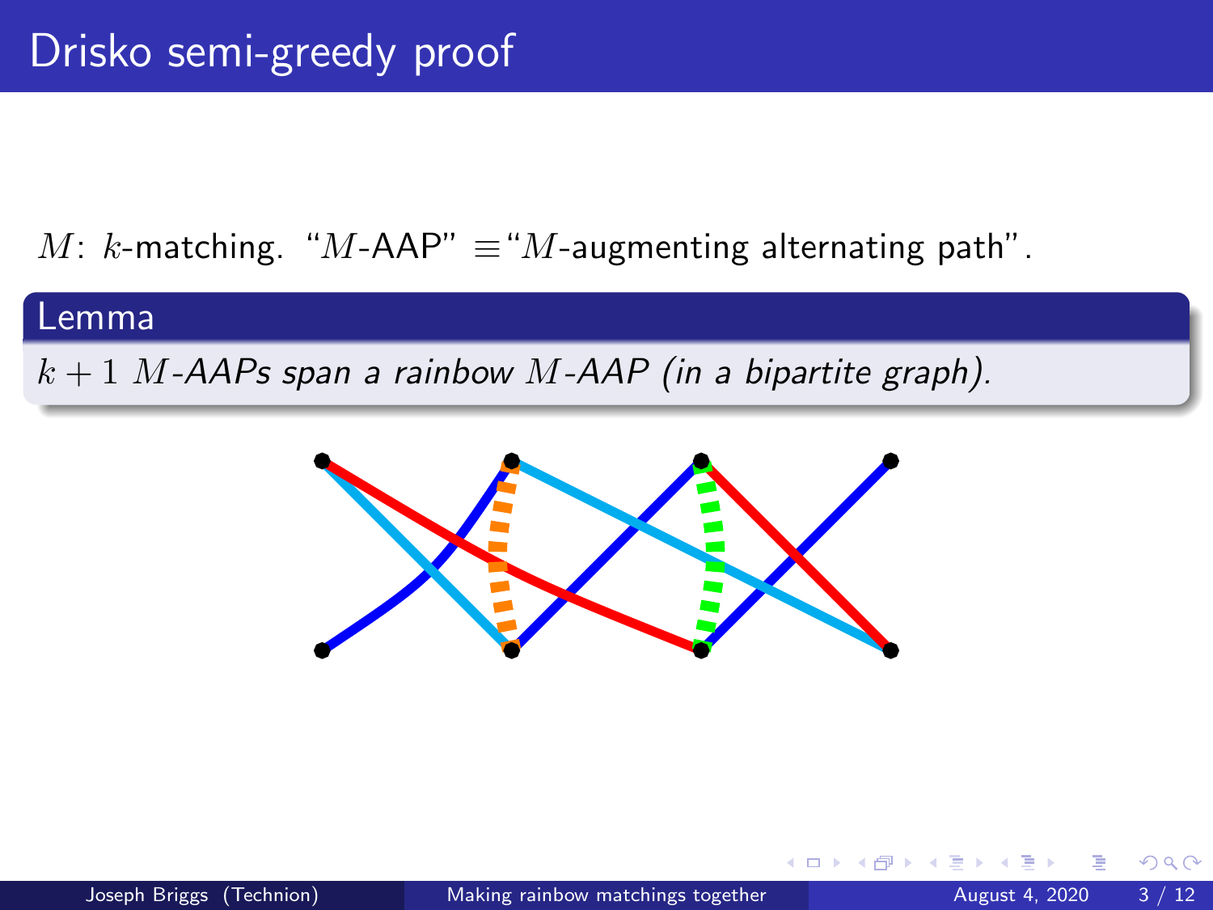# Drisko semi-greedy proof

$M$: $k$-matching. "$M$-AAP" $\equiv$"$M$-augmenting alternating path".

**Lemma**

*$k+1$ $M$-AAPs span a rainbow $M$-AAP (in a bipartite graph).*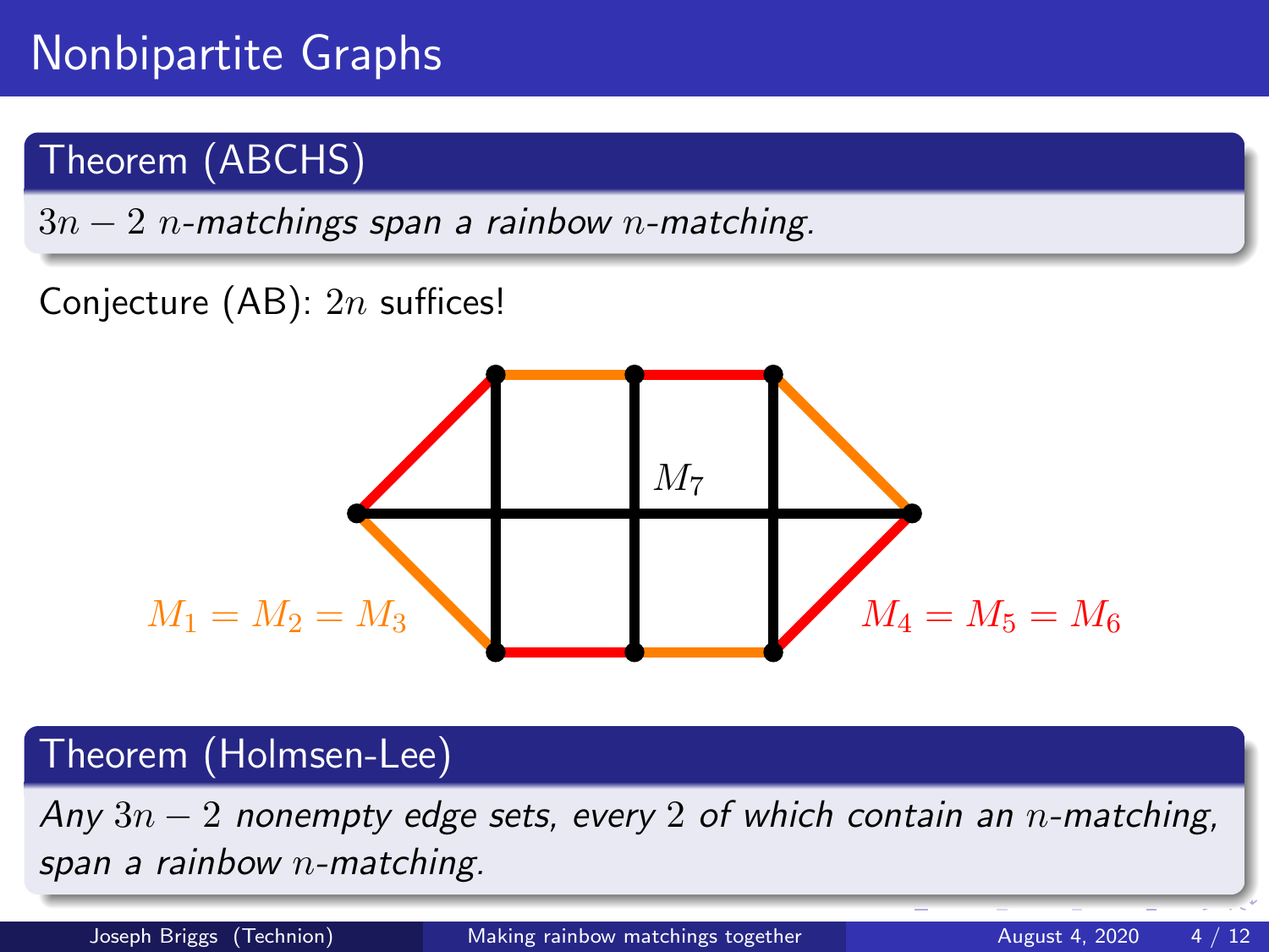# Nonbipartite Graphs

**Theorem (ABCHS)**

*$3n - 2$ $n$-matchings span a rainbow $n$-matching.*

Conjecture (AB): $2n$ suffices!

$M_7$

$M_1 = M_2 = M_3$

$M_4 = M_5 = M_6$

**Theorem (Holmsen-Lee)**

*Any $3n - 2$ nonempty edge sets, every $2$ of which contain an $n$-matching, span a rainbow $n$-matching.*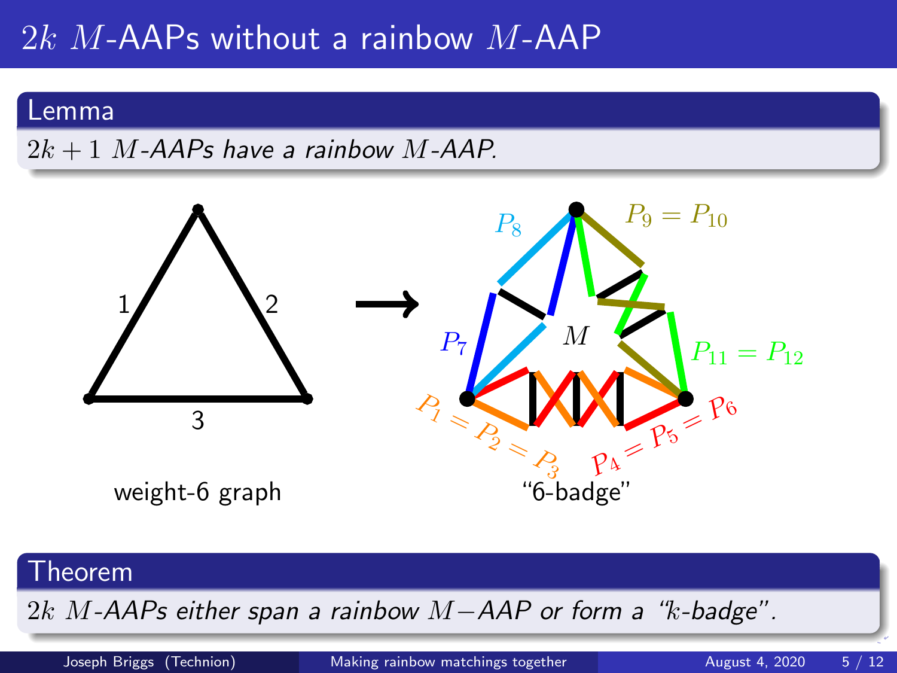# $2k$ $M$-AAPs without a rainbow $M$-AAP

**Lemma**

*$2k+1$ $M$-AAPs have a rainbow $M$-AAP.*

1 2 3

weight-6 graph

$\rightarrow$

$P_8$ $P_9 = P_{10}$ $P_7$ $M$ $P_{11} = P_{12}$ $P_1 = P_2 = P_3$ $P_4 = P_5 = P_6$

"6-badge"

**Theorem**

*$2k$ $M$-AAPs either span a rainbow $M-$AAP or form a "$k$-badge".*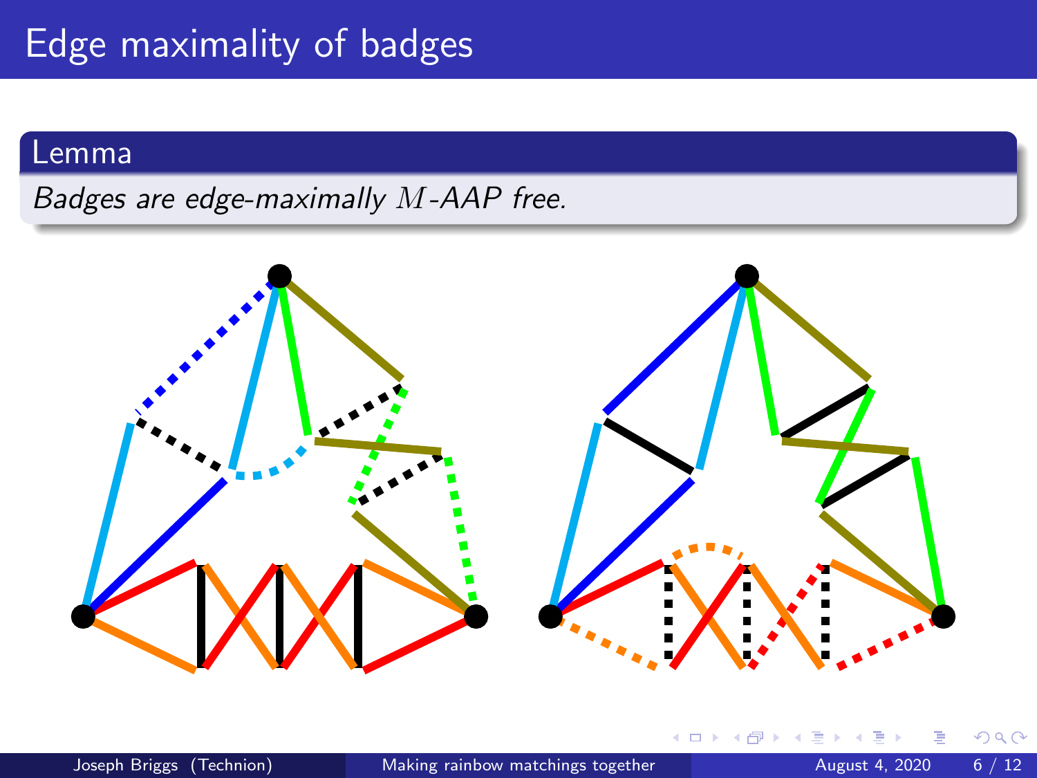# Edge maximality of badges

**Lemma**

*Badges are edge-maximally $M$-AAP free.*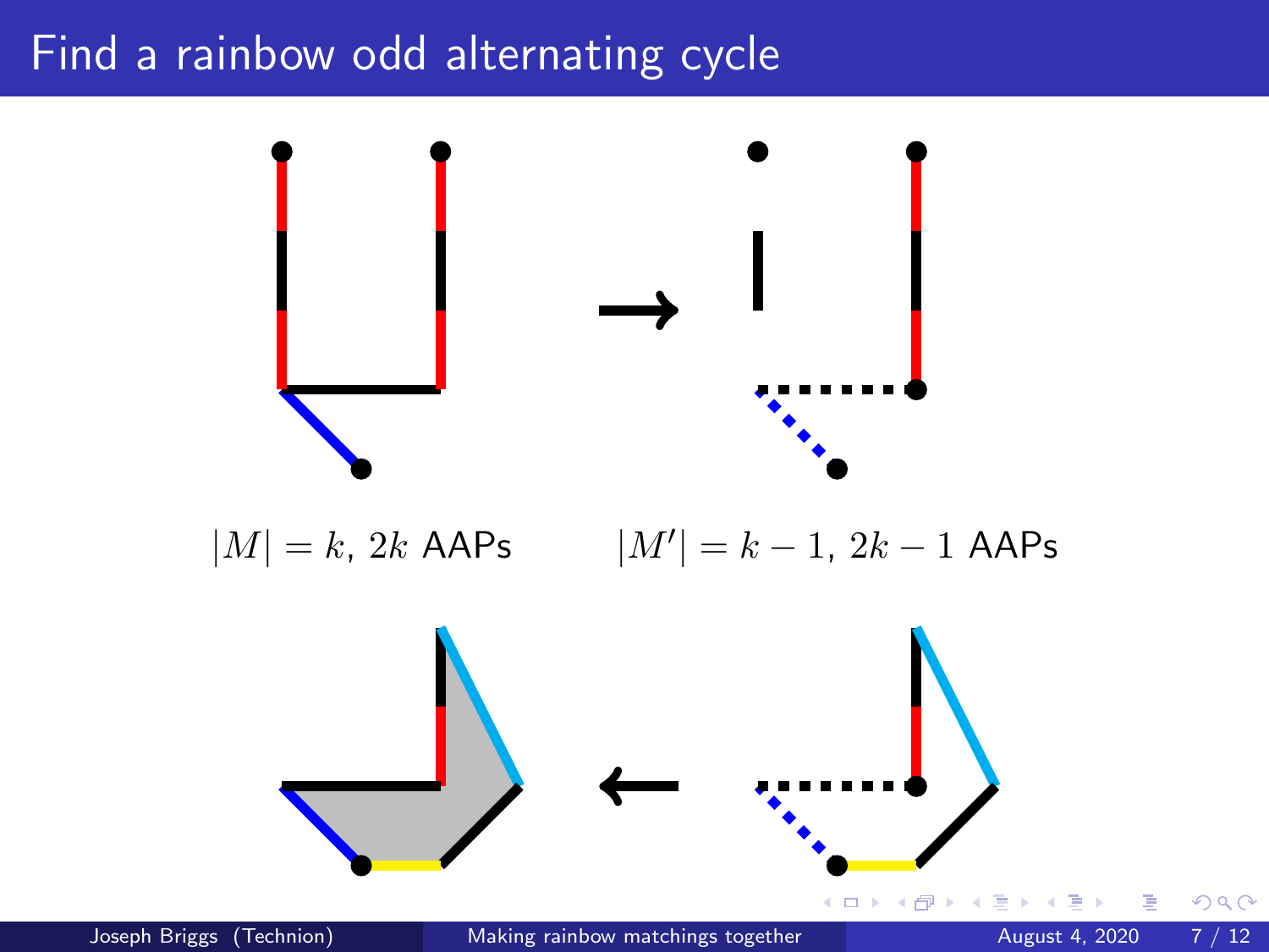# Find a rainbow odd alternating cycle

$|M| = k$, $2k$ AAPs

$|M'| = k - 1$, $2k - 1$ AAPs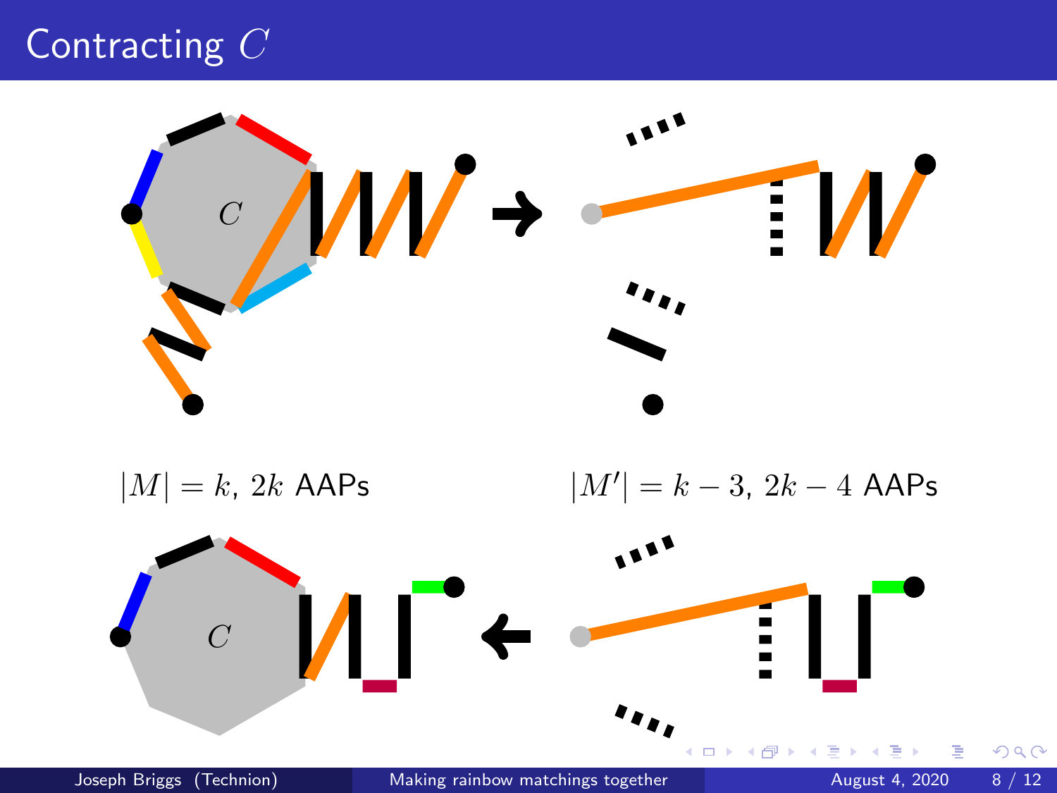# Contracting $C$

$C$

$C$

$|M| = k$, $2k$ AAPs

$|M'| = k - 3$, $2k - 4$ AAPs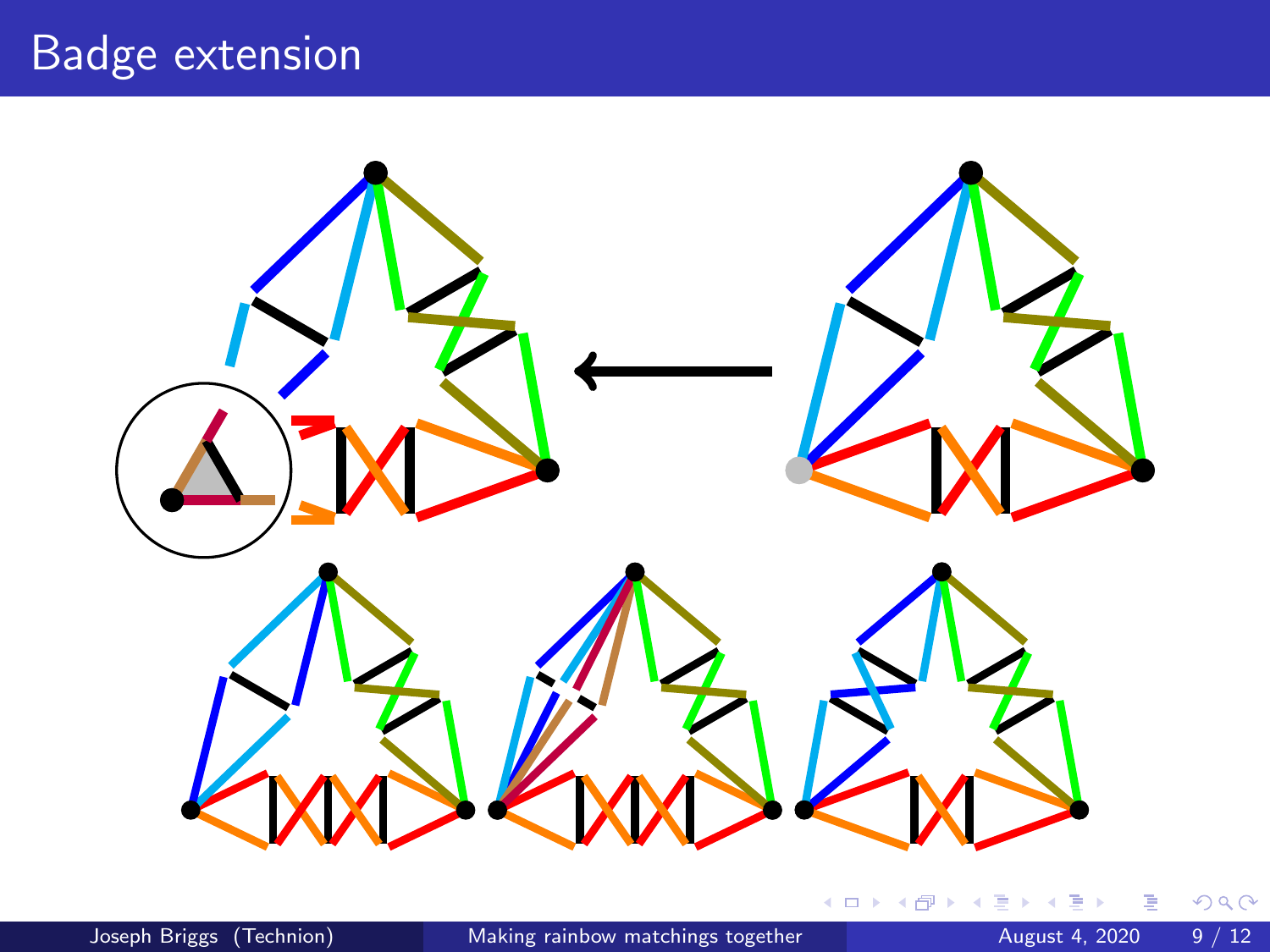# Badge extension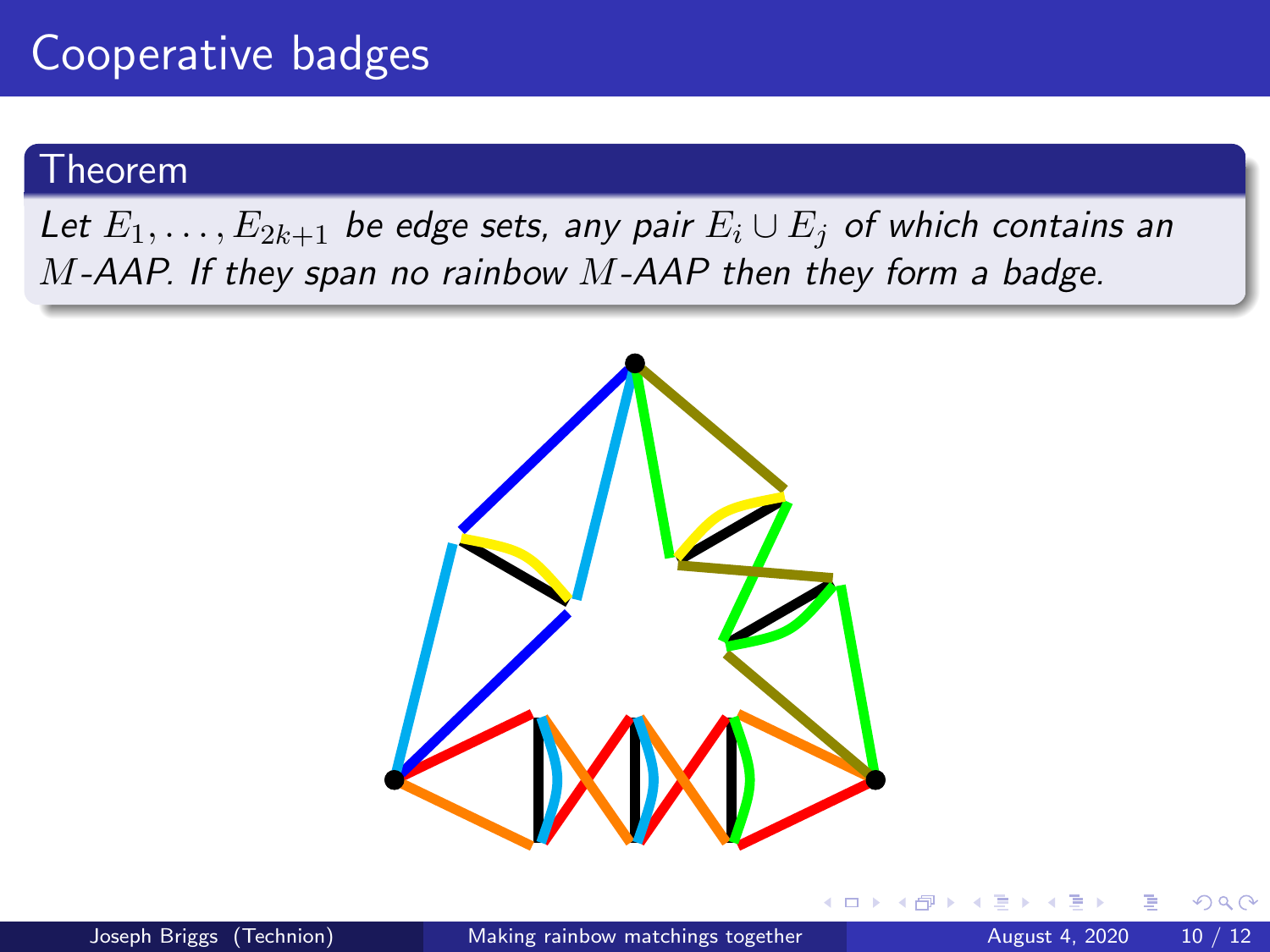# Cooperative badges

## Theorem

*Let $E_1, \ldots, E_{2k+1}$ be edge sets, any pair $E_i \cup E_j$ of which contains an $M$-AAP. If they span no rainbow $M$-AAP then they form a badge.*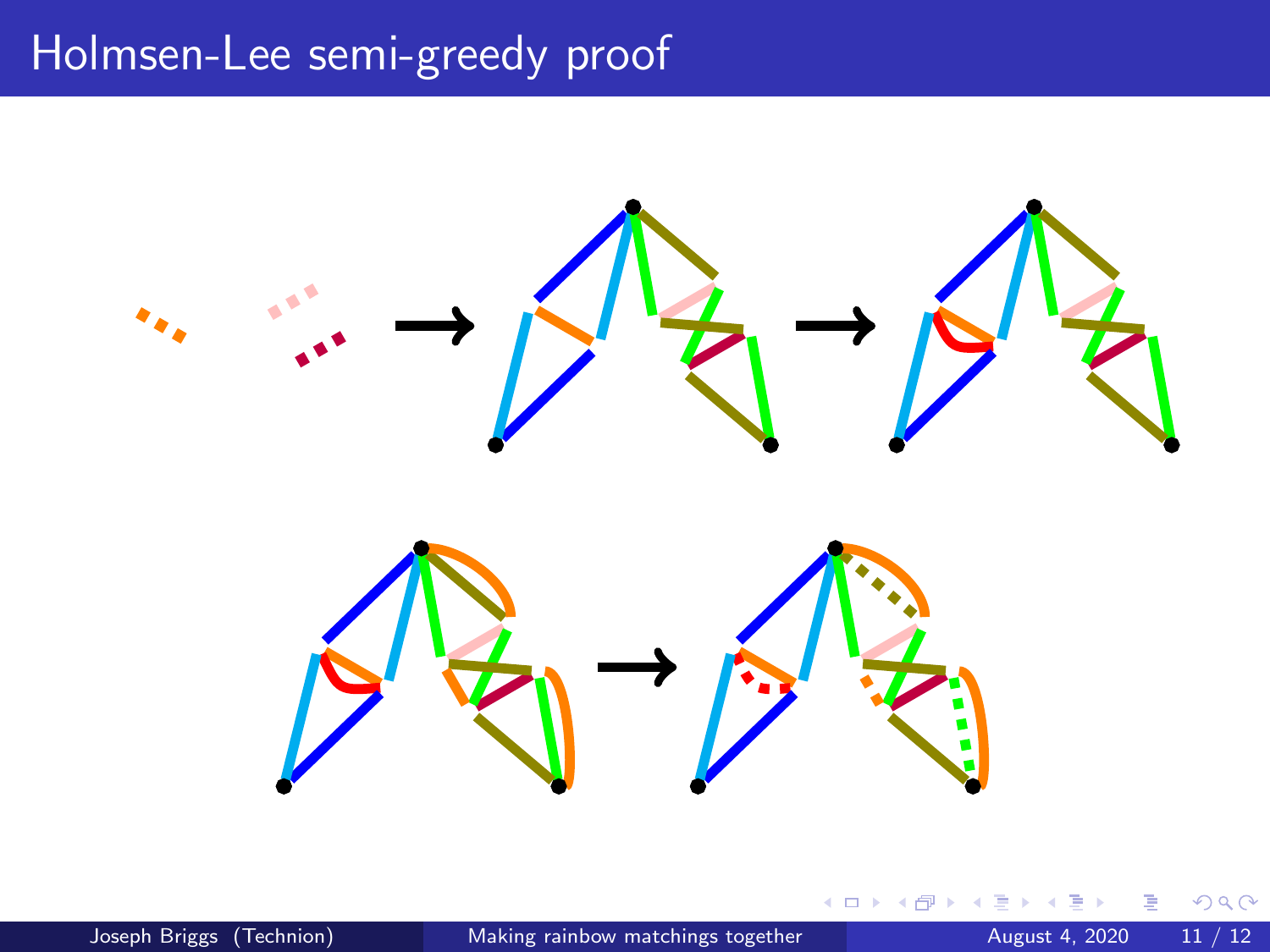# Holmsen-Lee semi-greedy proof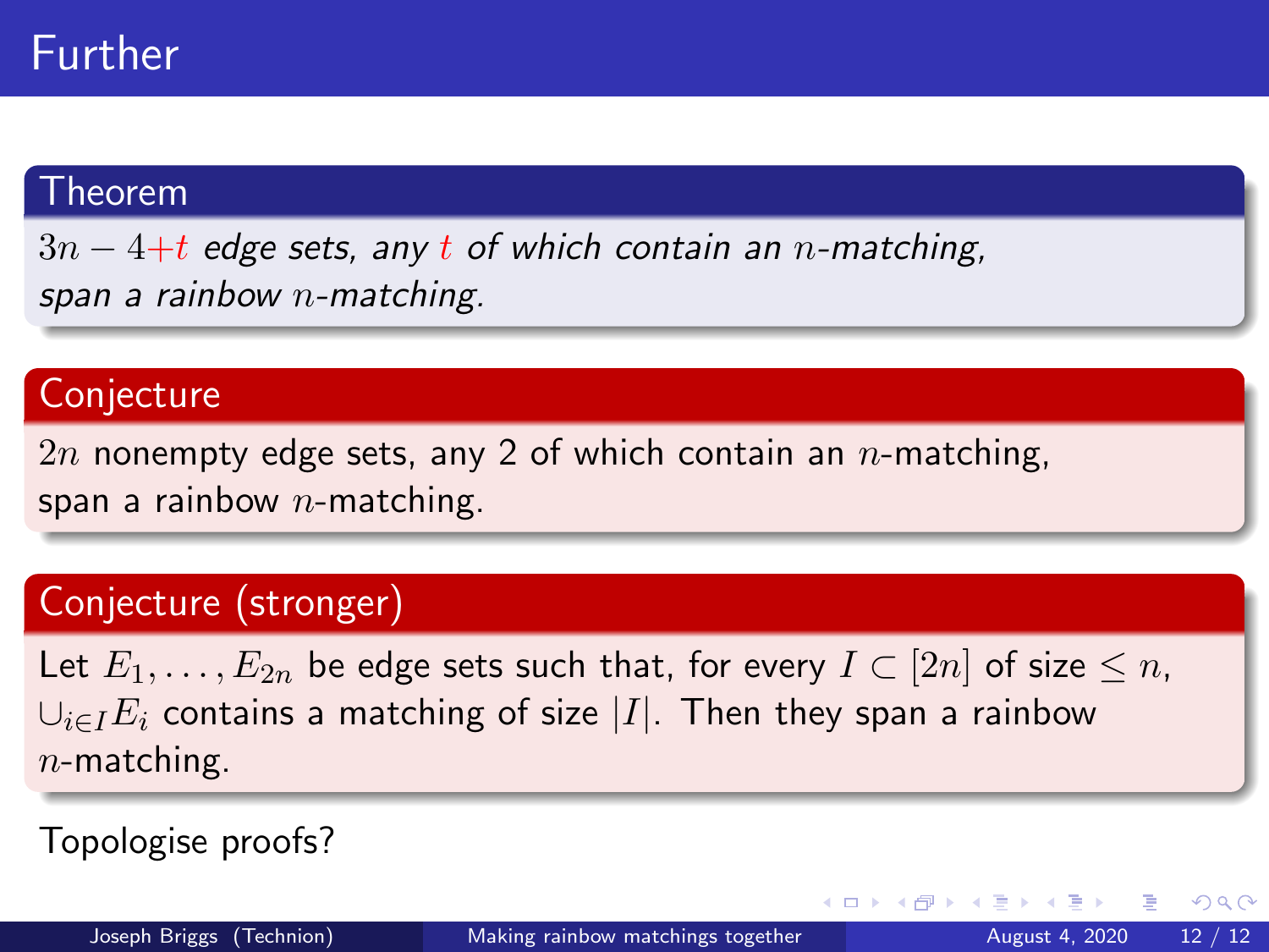# Further

**Theorem**

*$3n - 4 + t$ edge sets, any $t$ of which contain an $n$-matching, span a rainbow $n$-matching.*

**Conjecture**

$2n$ nonempty edge sets, any 2 of which contain an $n$-matching, span a rainbow $n$-matching.

**Conjecture (stronger)**

Let $E_1, \ldots, E_{2n}$ be edge sets such that, for every $I \subset [2n]$ of size $\leq n$, $\cup_{i \in I} E_i$ contains a matching of size $|I|$. Then they span a rainbow $n$-matching.

Topologise proofs?